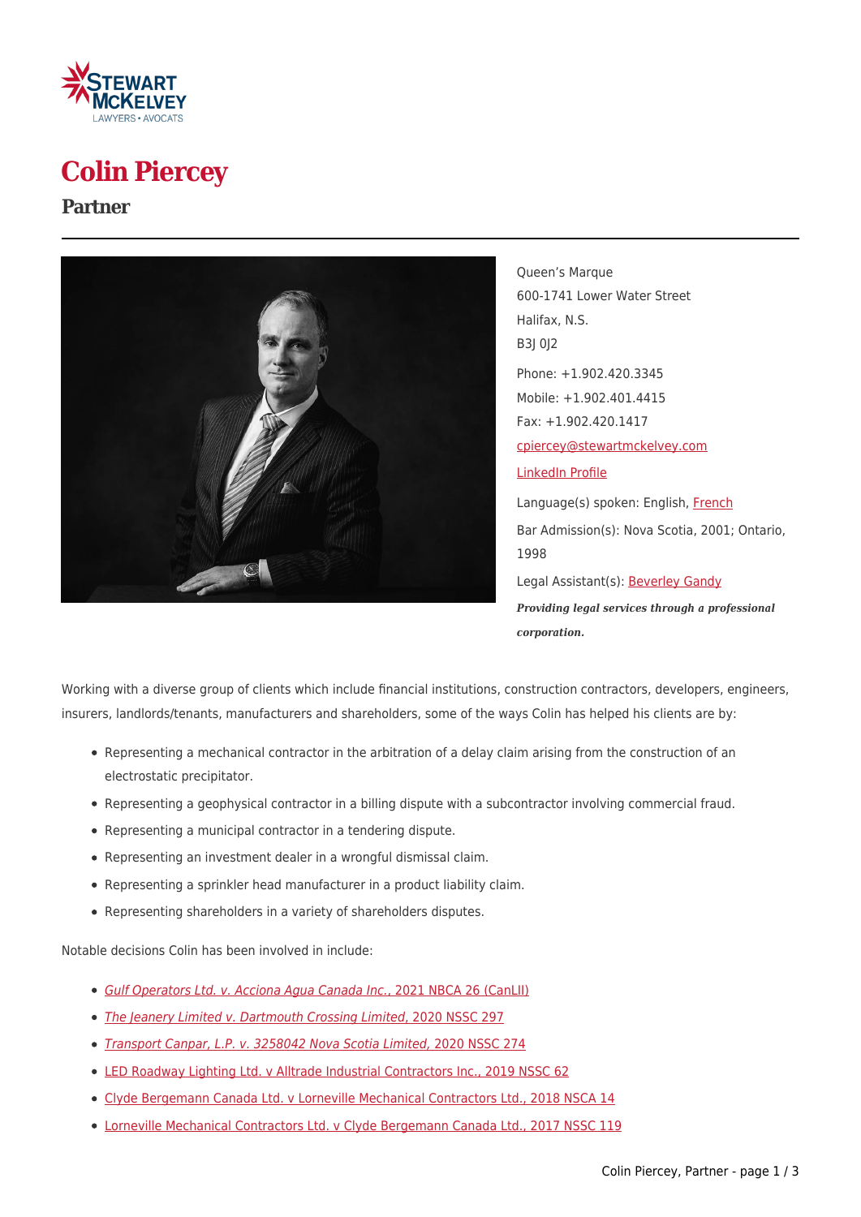# Colin Piercey

## Partner

Queen's Marque
600-1741 Lower Water Street
Halifax, N.S.
B3J 0J2

Phone: +1.902.420.3345
Mobile: +1.902.401.4415
Fax: +1.902.420.1417

cpiercey@stewartmckelvey.com

LinkedIn Profile

Language(s) spoken: English, French

Bar Admission(s): Nova Scotia, 2001; Ontario, 1998

Legal Assistant(s): Beverley Gandy

***Providing legal services through a professional corporation.***

Working with a diverse group of clients which include financial institutions, construction contractors, developers, engineers, insurers, landlords/tenants, manufacturers and shareholders, some of the ways Colin has helped his clients are by:

- Representing a mechanical contractor in the arbitration of a delay claim arising from the construction of an electrostatic precipitator.
- Representing a geophysical contractor in a billing dispute with a subcontractor involving commercial fraud.
- Representing a municipal contractor in a tendering dispute.
- Representing an investment dealer in a wrongful dismissal claim.
- Representing a sprinkler head manufacturer in a product liability claim.
- Representing shareholders in a variety of shareholders disputes.

Notable decisions Colin has been involved in include:

- *Gulf Operators Ltd. v. Acciona Agua Canada Inc.*, 2021 NBCA 26 (CanLII)
- *The Jeanery Limited v. Dartmouth Crossing Limited*, 2020 NSSC 297
- *Transport Canpar, L.P. v. 3258042 Nova Scotia Limited*, 2020 NSSC 274
- LED Roadway Lighting Ltd. v Alltrade Industrial Contractors Inc., 2019 NSSC 62
- Clyde Bergemann Canada Ltd. v Lorneville Mechanical Contractors Ltd., 2018 NSCA 14
- Lorneville Mechanical Contractors Ltd. v Clyde Bergemann Canada Ltd., 2017 NSSC 119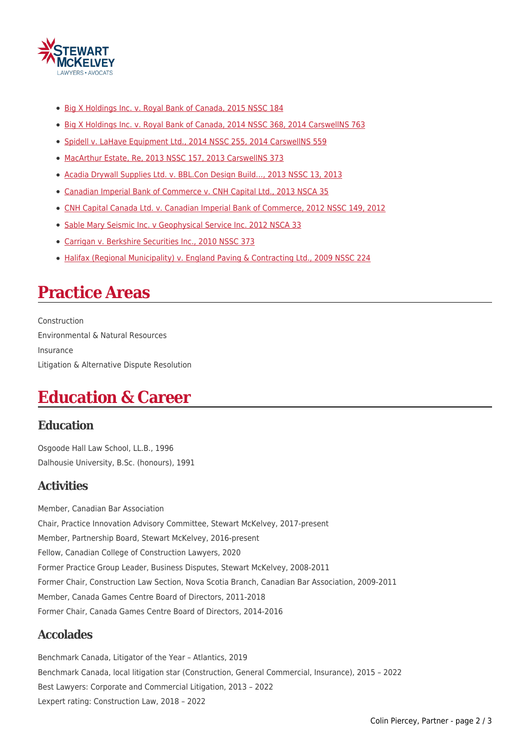- Big X Holdings Inc. v. Royal Bank of Canada, 2015 NSSC 184
- Big X Holdings Inc. v. Royal Bank of Canada, 2014 NSSC 368, 2014 CarswellNS 763
- Spidell v. LaHave Equipment Ltd., 2014 NSSC 255, 2014 CarswellNS 559
- MacArthur Estate, Re, 2013 NSSC 157, 2013 CarswellNS 373
- Acadia Drywall Supplies Ltd. v. BBL.Con Design Build…, 2013 NSSC 13, 2013
- Canadian Imperial Bank of Commerce v. CNH Capital Ltd., 2013 NSCA 35
- CNH Capital Canada Ltd. v. Canadian Imperial Bank of Commerce, 2012 NSSC 149, 2012
- Sable Mary Seismic Inc. v Geophysical Service Inc. 2012 NSCA 33
- Carrigan v. Berkshire Securities Inc., 2010 NSSC 373
- Halifax (Regional Municipality) v. England Paving & Contracting Ltd., 2009 NSSC 224

# Practice Areas

Construction
Environmental & Natural Resources
Insurance
Litigation & Alternative Dispute Resolution

# Education & Career

## Education

Osgoode Hall Law School, LL.B., 1996
Dalhousie University, B.Sc. (honours), 1991

## Activities

Member, Canadian Bar Association
Chair, Practice Innovation Advisory Committee, Stewart McKelvey, 2017-present
Member, Partnership Board, Stewart McKelvey, 2016-present
Fellow, Canadian College of Construction Lawyers, 2020
Former Practice Group Leader, Business Disputes, Stewart McKelvey, 2008-2011
Former Chair, Construction Law Section, Nova Scotia Branch, Canadian Bar Association, 2009-2011
Member, Canada Games Centre Board of Directors, 2011-2018
Former Chair, Canada Games Centre Board of Directors, 2014-2016

## Accolades

Benchmark Canada, Litigator of the Year – Atlantics, 2019
Benchmark Canada, local litigation star (Construction, General Commercial, Insurance), 2015 – 2022
Best Lawyers: Corporate and Commercial Litigation, 2013 – 2022
Lexpert rating: Construction Law, 2018 – 2022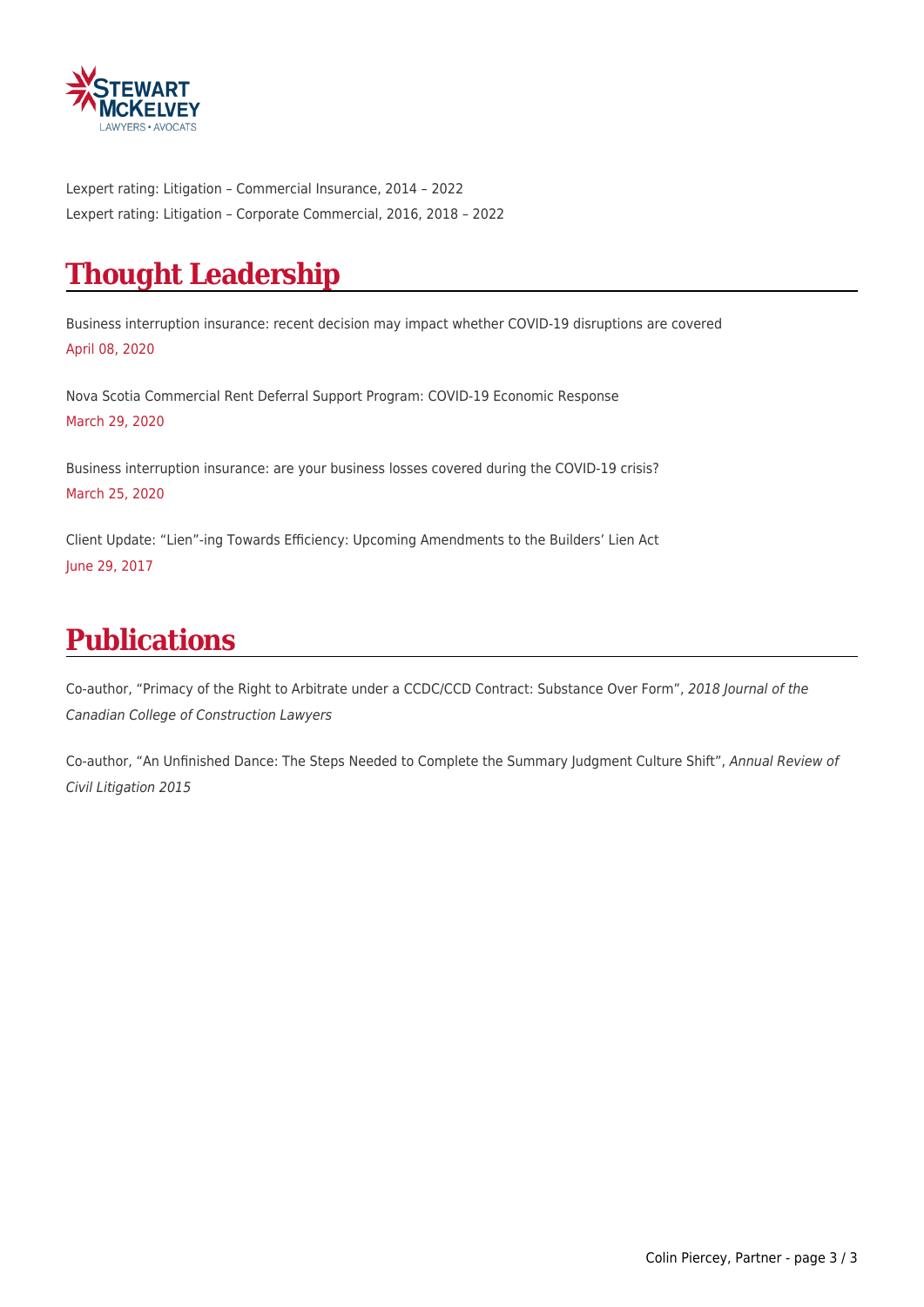Lexpert rating: Litigation – Commercial Insurance, 2014 – 2022
Lexpert rating: Litigation – Corporate Commercial, 2016, 2018 – 2022

## Thought Leadership

Business interruption insurance: recent decision may impact whether COVID-19 disruptions are covered
April 08, 2020

Nova Scotia Commercial Rent Deferral Support Program: COVID-19 Economic Response
March 29, 2020

Business interruption insurance: are your business losses covered during the COVID-19 crisis?
March 25, 2020

Client Update: "Lien"-ing Towards Efficiency: Upcoming Amendments to the Builders' Lien Act
June 29, 2017

## Publications

Co-author, "Primacy of the Right to Arbitrate under a CCDC/CCD Contract: Substance Over Form", *2018 Journal of the Canadian College of Construction Lawyers*

Co-author, "An Unfinished Dance: The Steps Needed to Complete the Summary Judgment Culture Shift", *Annual Review of Civil Litigation 2015*